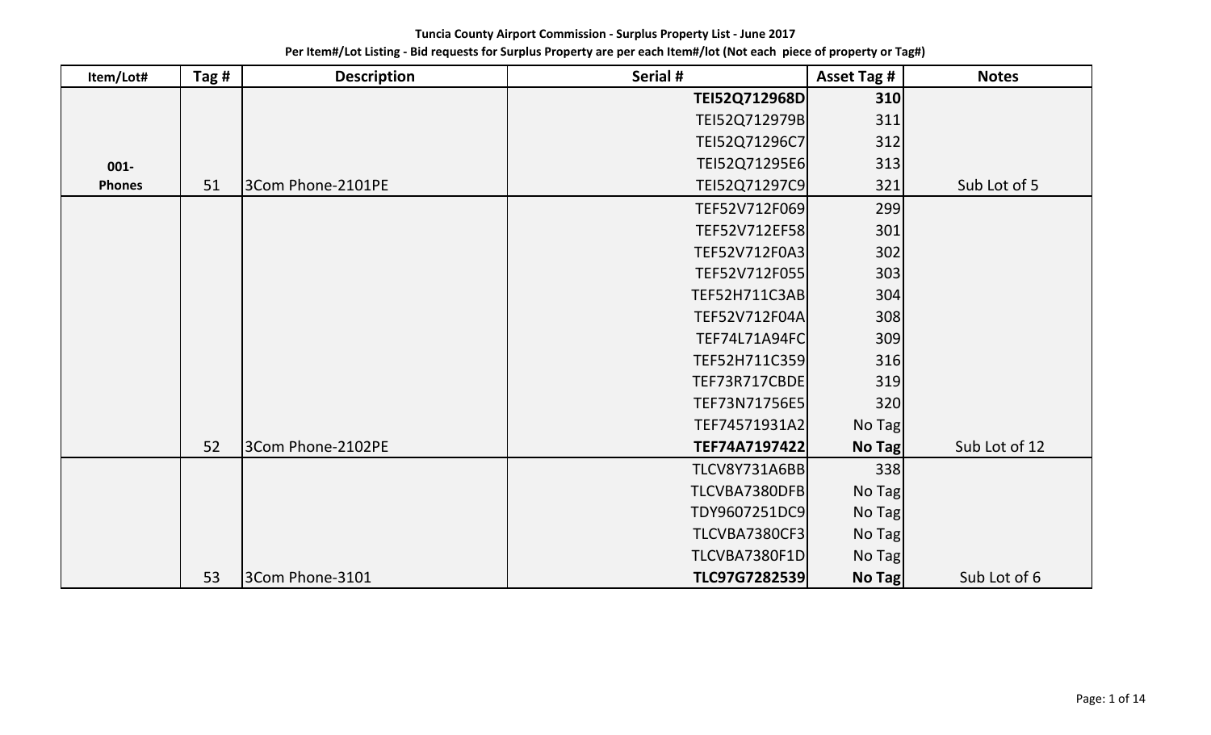**Tuncia County Airport Commission - Surplus Property List - June 2017**

**Per Item#/Lot Listing - Bid requests for Surplus Property are per each Item#/lot (Not each piece of property or Tag#)**

| Item/Lot# | Tag # | Description | Serial # | Asset Tag # | Notes |
|---|---|---|---|---|---|
| | | | **TEI52Q712968D** | **310** | |
| | | | TEI52Q712979B | 311 | |
| | | | TEI52Q71296C7 | 312 | |
| **001-** | | | TEI52Q71295E6 | 313 | |
| **Phones** | 51 | 3Com Phone-2101PE | TEI52Q71297C9 | 321 | Sub Lot of 5 |
| | | | TEF52V712F069 | 299 | |
| | | | TEF52V712EF58 | 301 | |
| | | | TEF52V712F0A3 | 302 | |
| | | | TEF52V712F055 | 303 | |
| | | | TEF52H711C3AB | 304 | |
| | | | TEF52V712F04A | 308 | |
| | | | TEF74L71A94FC | 309 | |
| | | | TEF52H711C359 | 316 | |
| | | | TEF73R717CBDE | 319 | |
| | | | TEF73N71756E5 | 320 | |
| | | | TEF74571931A2 | No Tag | |
| | 52 | 3Com Phone-2102PE | **TEF74A7197422** | **No Tag** | Sub Lot of 12 |
| | | | TLCV8Y731A6BB | 338 | |
| | | | TLCVBA7380DFB | No Tag | |
| | | | TDY9607251DC9 | No Tag | |
| | | | TLCVBA7380CF3 | No Tag | |
| | | | TLCVBA7380F1D | No Tag | |
| | 53 | 3Com Phone-3101 | **TLC97G7282539** | **No Tag** | Sub Lot of 6 |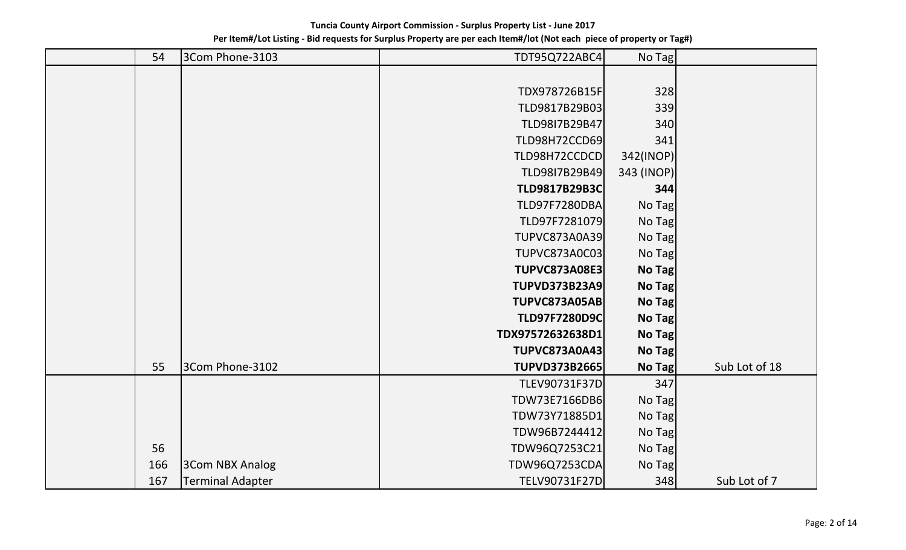**Tuncia County Airport Commission - Surplus Property List - June 2017**

**Per Item#/Lot Listing - Bid requests for Surplus Property are per each Item#/lot (Not each piece of property or Tag#)**

| | | | | | |
|---|---|---|---|---|---|
| | 54 | 3Com Phone-3103 | TDT95Q722ABC4 | No Tag | |
| | | | | | |
| | | | TDX978726B15F | 328 | |
| | | | TLD9817B29B03 | 339 | |
| | | | TLD98I7B29B47 | 340 | |
| | | | TLD98H72CCD69 | 341 | |
| | | | TLD98H72CCDCD | 342(INOP) | |
| | | | TLD98I7B29B49 | 343 (INOP) | |
| | | | **TLD9817B29B3C** | **344** | |
| | | | TLD97F7280DBA | No Tag | |
| | | | TLD97F7281079 | No Tag | |
| | | | TUPVC873A0A39 | No Tag | |
| | | | TUPVC873A0C03 | No Tag | |
| | | | **TUPVC873A08E3** | **No Tag** | |
| | | | **TUPVD373B23A9** | **No Tag** | |
| | | | **TUPVC873A05AB** | **No Tag** | |
| | | | **TLD97F7280D9C** | **No Tag** | |
| | | | **TDX97572632638D1** | **No Tag** | |
| | | | **TUPVC873A0A43** | **No Tag** | |
| | 55 | 3Com Phone-3102 | **TUPVD373B2665** | **No Tag** | Sub Lot of 18 |
| | | | TLEV90731F37D | 347 | |
| | | | TDW73E7166DB6 | No Tag | |
| | | | TDW73Y71885D1 | No Tag | |
| | | | TDW96B7244412 | No Tag | |
| | 56 | | TDW96Q7253C21 | No Tag | |
| | 166 | 3Com NBX Analog | TDW96Q7253CDA | No Tag | |
| | 167 | Terminal Adapter | TELV90731F27D | 348 | Sub Lot of 7 |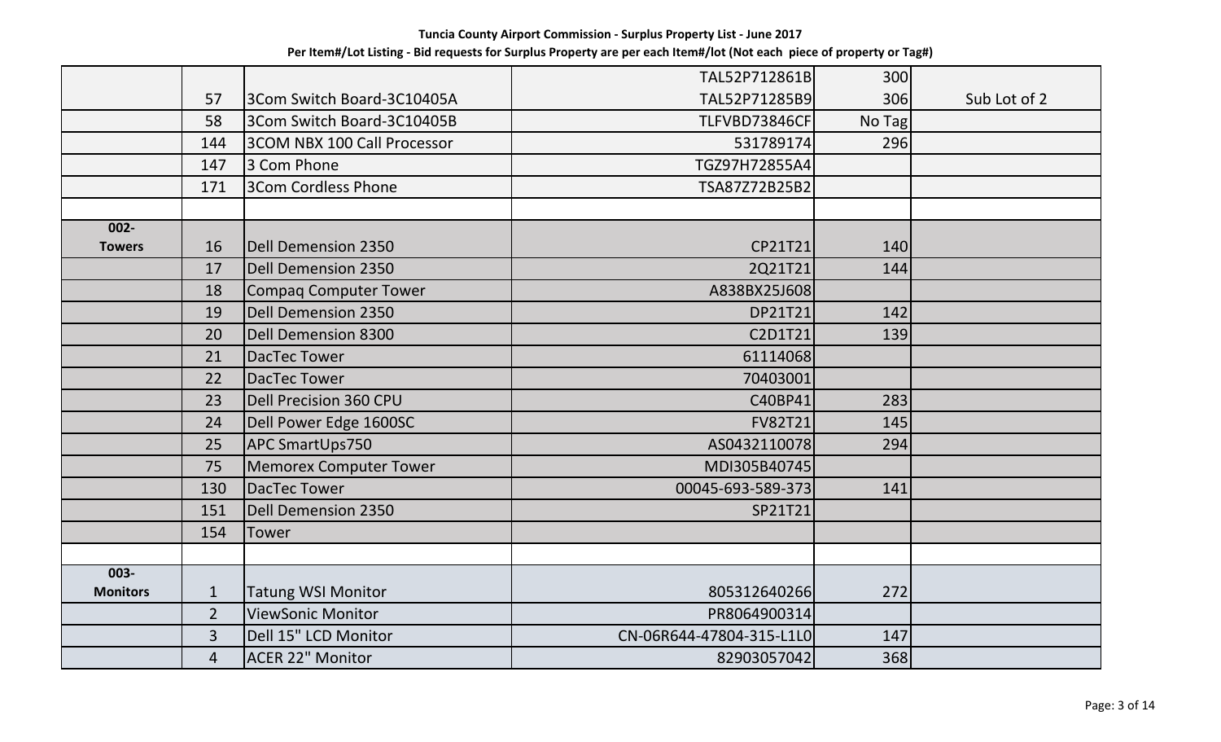**Tuncia County Airport Commission - Surplus Property List - June 2017**

**Per Item#/Lot Listing - Bid requests for Surplus Property are per each Item#/lot (Not each piece of property or Tag#)**

| | | | | | |
|---|---|---|---|---|---|
| | | | TAL52P712861B | 300 | |
| | 57 | 3Com Switch Board-3C10405A | TAL52P71285B9 | 306 | Sub Lot of 2 |
| | 58 | 3Com Switch Board-3C10405B | TLFVBD73846CF | No Tag | |
| | 144 | 3COM NBX 100 Call Processor | 531789174 | 296 | |
| | 147 | 3 Com Phone | TGZ97H72855A4 | | |
| | 171 | 3Com Cordless Phone | TSA87Z72B25B2 | | |
| | | | | | |
| **002-Towers** | 16 | Dell Demension 2350 | CP21T21 | 140 | |
| | 17 | Dell Demension 2350 | 2Q21T21 | 144 | |
| | 18 | Compaq Computer Tower | A838BX25J608 | | |
| | 19 | Dell Demension 2350 | DP21T21 | 142 | |
| | 20 | Dell Demension 8300 | C2D1T21 | 139 | |
| | 21 | DacTec Tower | 61114068 | | |
| | 22 | DacTec Tower | 70403001 | | |
| | 23 | Dell Precision 360 CPU | C40BP41 | 283 | |
| | 24 | Dell Power Edge 1600SC | FV82T21 | 145 | |
| | 25 | APC SmartUps750 | AS0432110078 | 294 | |
| | 75 | Memorex Computer Tower | MDI305B40745 | | |
| | 130 | DacTec Tower | 00045-693-589-373 | 141 | |
| | 151 | Dell Demension 2350 | SP21T21 | | |
| | 154 | Tower | | | |
| | | | | | |
| **003-Monitors** | 1 | Tatung WSI Monitor | 805312640266 | 272 | |
| | 2 | ViewSonic Monitor | PR8064900314 | | |
| | 3 | Dell 15" LCD Monitor | CN-06R644-47804-315-L1L0 | 147 | |
| | 4 | ACER 22" Monitor | 82903057042 | 368 | |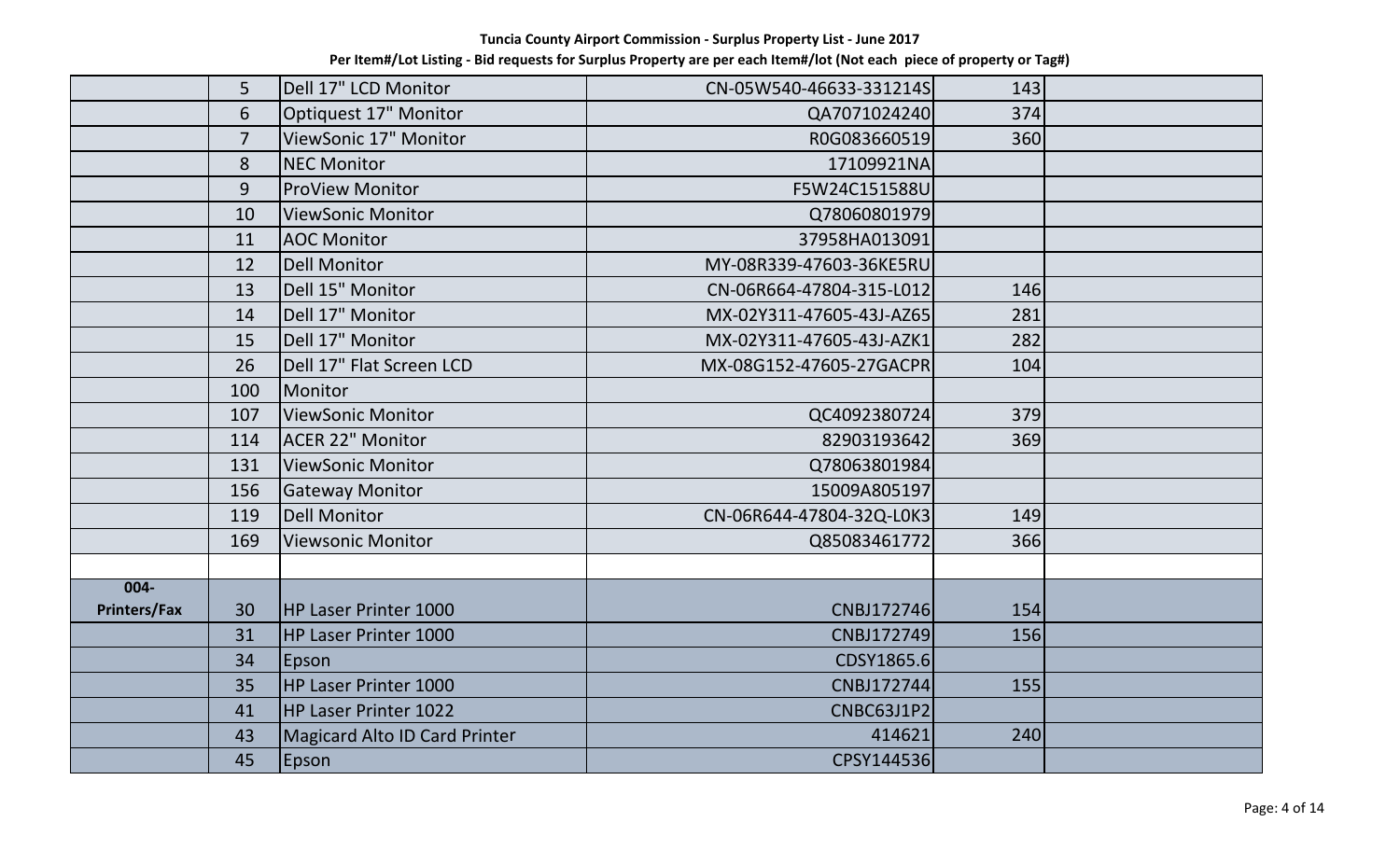**Tuncia County Airport Commission - Surplus Property List - June 2017**

**Per Item#/Lot Listing - Bid requests for Surplus Property are per each Item#/lot (Not each piece of property or Tag#)**

| | | | | | |
|---|---|---|---|---|---|
| | 5 | Dell 17" LCD Monitor | CN-05W540-46633-331214S | 143 | |
| | 6 | Optiquest 17" Monitor | QA7071024240 | 374 | |
| | 7 | ViewSonic 17" Monitor | R0G083660519 | 360 | |
| | 8 | NEC Monitor | 17109921NA | | |
| | 9 | ProView Monitor | F5W24C151588U | | |
| | 10 | ViewSonic Monitor | Q78060801979 | | |
| | 11 | AOC Monitor | 37958HA013091 | | |
| | 12 | Dell Monitor | MY-08R339-47603-36KE5RU | | |
| | 13 | Dell 15" Monitor | CN-06R664-47804-315-L012 | 146 | |
| | 14 | Dell 17" Monitor | MX-02Y311-47605-43J-AZ65 | 281 | |
| | 15 | Dell 17" Monitor | MX-02Y311-47605-43J-AZK1 | 282 | |
| | 26 | Dell 17" Flat Screen LCD | MX-08G152-47605-27GACPR | 104 | |
| | 100 | Monitor | | | |
| | 107 | ViewSonic Monitor | QC4092380724 | 379 | |
| | 114 | ACER 22" Monitor | 82903193642 | 369 | |
| | 131 | ViewSonic Monitor | Q78063801984 | | |
| | 156 | Gateway Monitor | 15009A805197 | | |
| | 119 | Dell Monitor | CN-06R644-47804-32Q-L0K3 | 149 | |
| | 169 | Viewsonic Monitor | Q85083461772 | 366 | |
| | | | | | |
| **004-Printers/Fax** | 30 | HP Laser Printer 1000 | CNBJ172746 | 154 | |
| | 31 | HP Laser Printer 1000 | CNBJ172749 | 156 | |
| | 34 | Epson | CDSY1865.6 | | |
| | 35 | HP Laser Printer 1000 | CNBJ172744 | 155 | |
| | 41 | HP Laser Printer 1022 | CNBC63J1P2 | | |
| | 43 | Magicard Alto ID Card Printer | 414621 | 240 | |
| | 45 | Epson | CPSY144536 | | |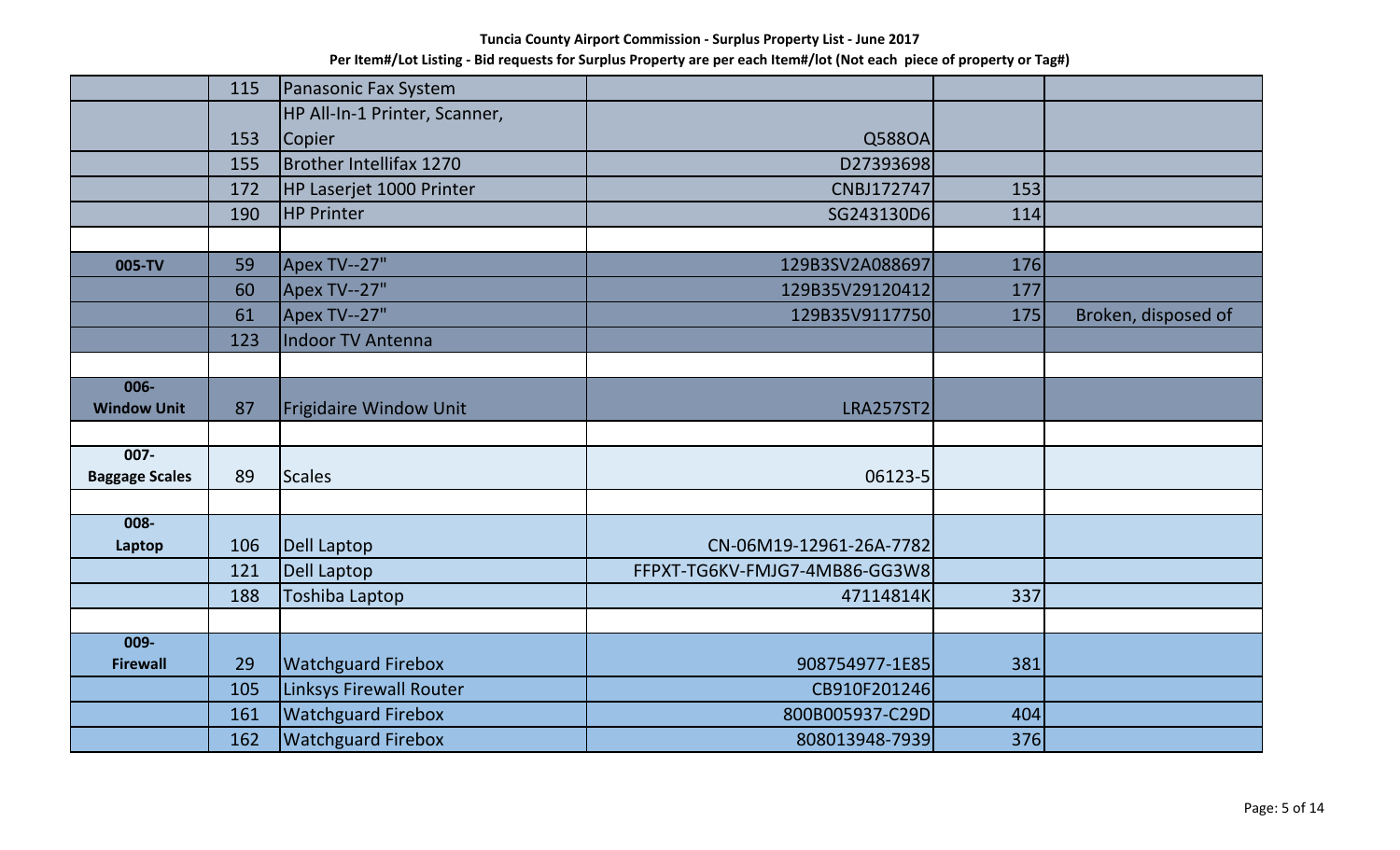**Tuncia County Airport Commission - Surplus Property List - June 2017**

**Per Item#/Lot Listing - Bid requests for Surplus Property are per each Item#/lot (Not each piece of property or Tag#)**

| | | | | | |
|---|---|---|---|---|---|
| | 115 | Panasonic Fax System | | | |
| | 153 | HP All-In-1 Printer, Scanner, Copier | Q588OA | | |
| | 155 | Brother Intellifax 1270 | D27393698 | | |
| | 172 | HP Laserjet 1000 Printer | CNBJ172747 | 153 | |
| | 190 | HP Printer | SG243130D6 | 114 | |
| | | | | | |
| **005-TV** | 59 | Apex TV--27" | 129B3SV2A088697 | 176 | |
| | 60 | Apex TV--27" | 129B35V29120412 | 177 | |
| | 61 | Apex TV--27" | 129B35V9117750 | 175 | Broken, disposed of |
| | 123 | Indoor TV Antenna | | | |
| | | | | | |
| **006-Window Unit** | 87 | Frigidaire Window Unit | LRA257ST2 | | |
| | | | | | |
| **007-Baggage Scales** | 89 | Scales | 06123-5 | | |
| | | | | | |
| **008-Laptop** | 106 | Dell Laptop | CN-06M19-12961-26A-7782 | | |
| | 121 | Dell Laptop | FFPXT-TG6KV-FMJG7-4MB86-GG3W8 | | |
| | 188 | Toshiba Laptop | 47114814K | 337 | |
| | | | | | |
| **009-Firewall** | 29 | Watchguard Firebox | 908754977-1E85 | 381 | |
| | 105 | Linksys Firewall Router | CB910F201246 | | |
| | 161 | Watchguard Firebox | 800B005937-C29D | 404 | |
| | 162 | Watchguard Firebox | 808013948-7939 | 376 | |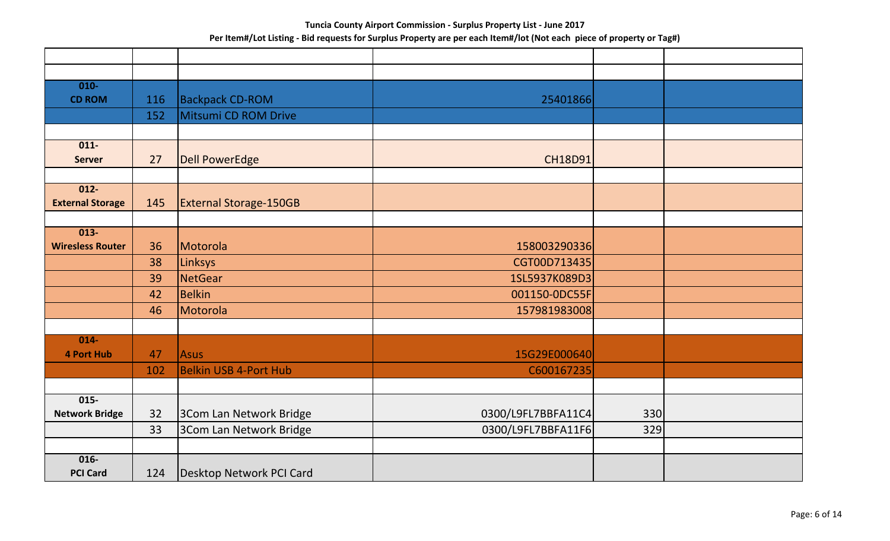**Tuncia County Airport Commission - Surplus Property List - June 2017**

**Per Item#/Lot Listing - Bid requests for Surplus Property are per each Item#/lot (Not each piece of property or Tag#)**

| | | | | | |
|---|---|---|---|---|---|
| | | | | | |
| **010- CD ROM** | 116 | Backpack CD-ROM | 25401866 | | |
| | 152 | Mitsumi CD ROM Drive | | | |
| | | | | | |
| **011- Server** | 27 | Dell PowerEdge | CH18D91 | | |
| | | | | | |
| **012- External Storage** | 145 | External Storage-150GB | | | |
| | | | | | |
| **013- Wiresless Router** | 36 | Motorola | 158003290336 | | |
| | 38 | Linksys | CGT00D713435 | | |
| | 39 | NetGear | 1SL5937K089D3 | | |
| | 42 | Belkin | 001150-0DC55F | | |
| | 46 | Motorola | 157981983008 | | |
| | | | | | |
| **014- 4 Port Hub** | 47 | Asus | 15G29E000640 | | |
| | 102 | Belkin USB 4-Port Hub | C600167235 | | |
| | | | | | |
| **015- Network Bridge** | 32 | 3Com Lan Network Bridge | 0300/L9FL7BBFA11C4 | 330 | |
| | 33 | 3Com Lan Network Bridge | 0300/L9FL7BBFA11F6 | 329 | |
| | | | | | |
| **016- PCI Card** | 124 | Desktop Network PCI Card | | | |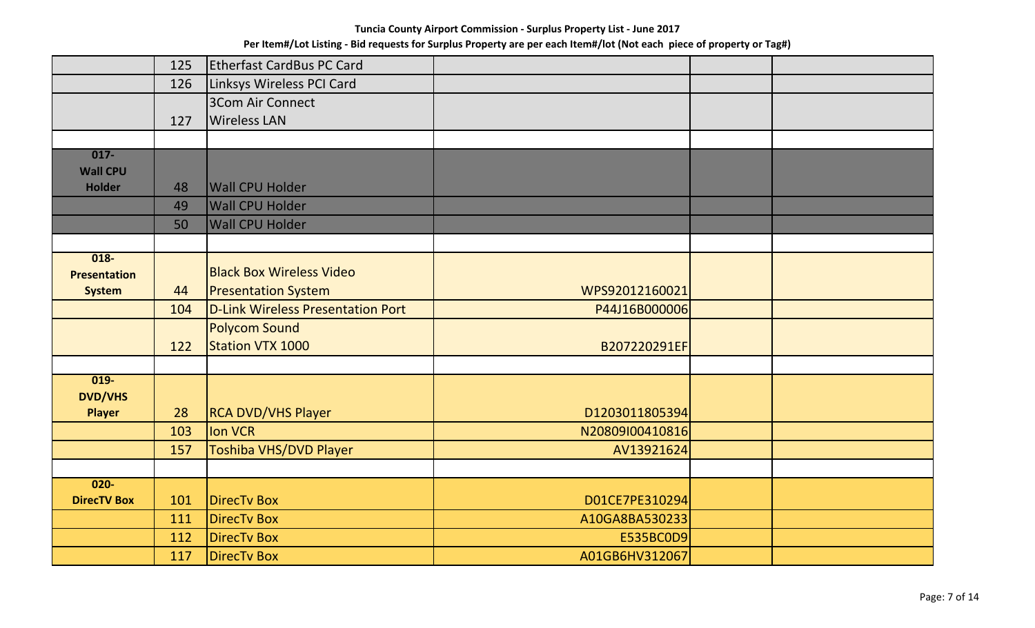**Tuncia County Airport Commission - Surplus Property List - June 2017**

**Per Item#/Lot Listing - Bid requests for Surplus Property are per each Item#/lot (Not each piece of property or Tag#)**

| | | | | | |
|---|---|---|---|---|---|
| | 125 | Etherfast CardBus PC Card | | | |
| | 126 | Linksys Wireless PCI Card | | | |
| | 127 | 3Com Air Connect Wireless LAN | | | |
| | | | | | |
| **017- Wall CPU Holder** | 48 | Wall CPU Holder | | | |
| | 49 | Wall CPU Holder | | | |
| | 50 | Wall CPU Holder | | | |
| | | | | | |
| **018- Presentation System** | 44 | Black Box Wireless Video Presentation System | WPS92012160021 | | |
| | 104 | D-Link Wireless Presentation Port | P44J16B000006 | | |
| | 122 | Polycom Sound Station VTX 1000 | B207220291EF | | |
| | | | | | |
| **019- DVD/VHS Player** | 28 | RCA DVD/VHS Player | D1203011805394 | | |
| | 103 | Ion VCR | N20809I00410816 | | |
| | 157 | Toshiba VHS/DVD Player | AV13921624 | | |
| | | | | | |
| **020- DirecTV Box** | 101 | DirecTv Box | D01CE7PE310294 | | |
| | 111 | DirecTv Box | A10GA8BA530233 | | |
| | 112 | DirecTv Box | E535BC0D9 | | |
| | 117 | DirecTv Box | A01GB6HV312067 | | |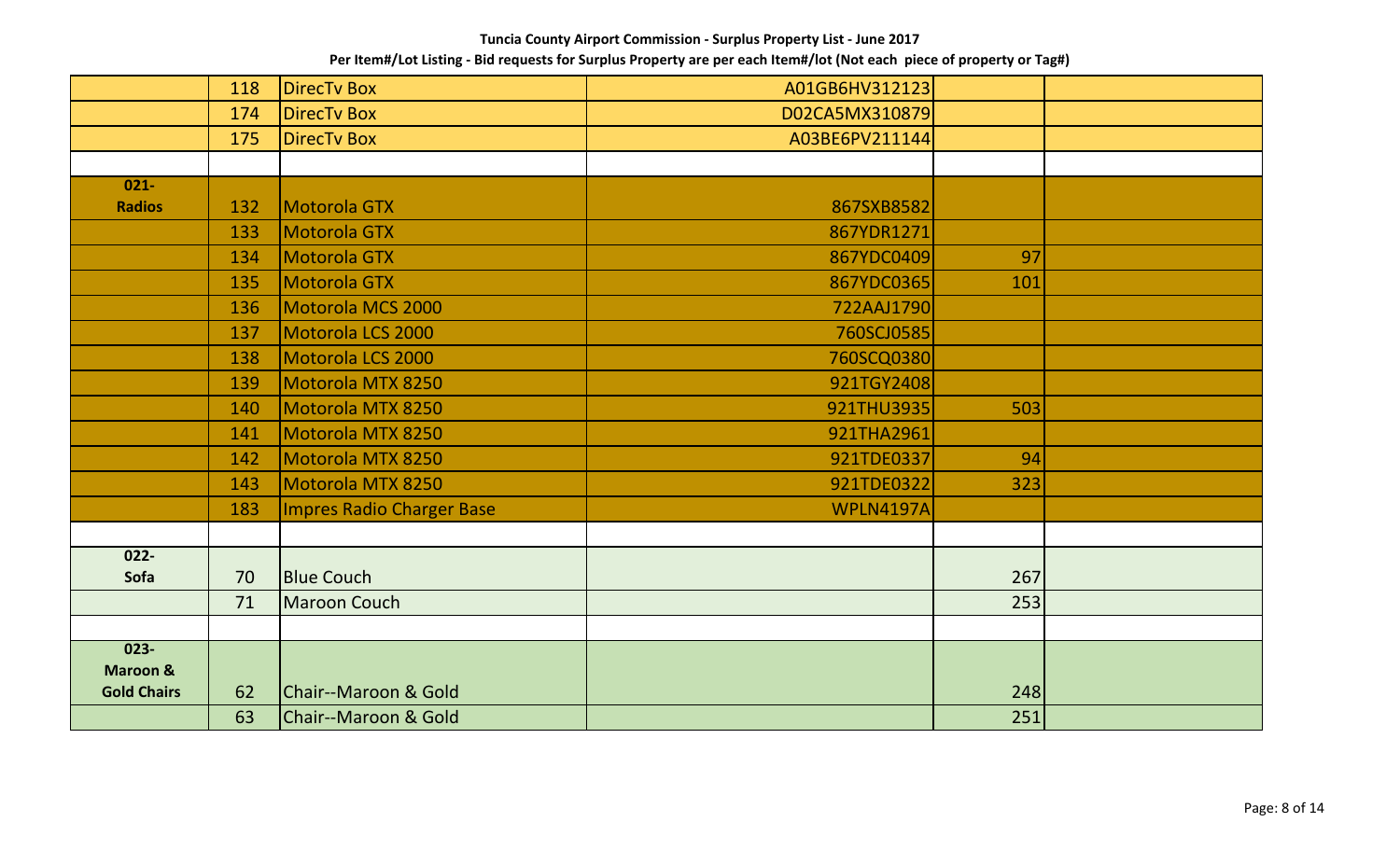Tuncia County Airport Commission - Surplus Property List - June 2017

Per Item#/Lot Listing - Bid requests for Surplus Property are per each Item#/lot (Not each piece of property or Tag#)

| | | | | | |
|---|---|---|---|---|---|
| | 118 | DirecTv Box | A01GB6HV312123 | | |
| | 174 | DirecTv Box | D02CA5MX310879 | | |
| | 175 | DirecTv Box | A03BE6PV211144 | | |
| | | | | | |
| **021- Radios** | 132 | Motorola GTX | 867SXB8582 | | |
| | 133 | Motorola GTX | 867YDR1271 | | |
| | 134 | Motorola GTX | 867YDC0409 | 97 | |
| | 135 | Motorola GTX | 867YDC0365 | 101 | |
| | 136 | Motorola MCS 2000 | 722AAJ1790 | | |
| | 137 | Motorola LCS 2000 | 760SCJ0585 | | |
| | 138 | Motorola LCS 2000 | 760SCQ0380 | | |
| | 139 | Motorola MTX 8250 | 921TGY2408 | | |
| | 140 | Motorola MTX 8250 | 921THU3935 | 503 | |
| | 141 | Motorola MTX 8250 | 921THA2961 | | |
| | 142 | Motorola MTX 8250 | 921TDE0337 | 94 | |
| | 143 | Motorola MTX 8250 | 921TDE0322 | 323 | |
| | 183 | Impres Radio Charger Base | WPLN4197A | | |
| | | | | | |
| **022- Sofa** | 70 | Blue Couch | | 267 | |
| | 71 | Maroon Couch | | 253 | |
| | | | | | |
| **023- Maroon & Gold Chairs** | 62 | Chair--Maroon & Gold | | 248 | |
| | 63 | Chair--Maroon & Gold | | 251 | |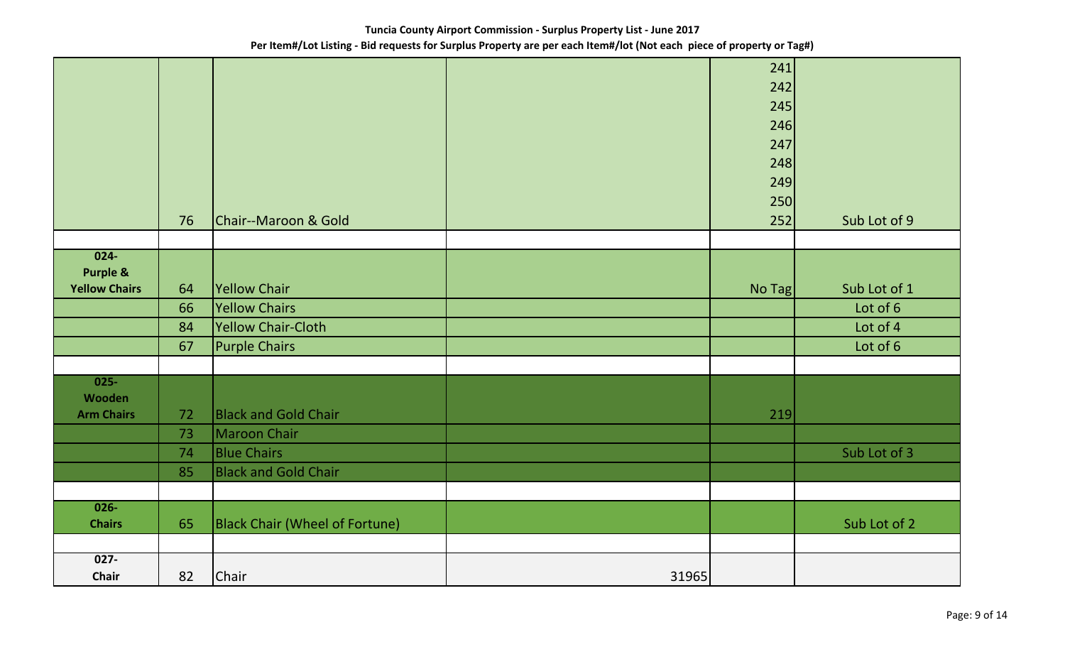**Tuncia County Airport Commission - Surplus Property List - June 2017**

**Per Item#/Lot Listing - Bid requests for Surplus Property are per each Item#/lot (Not each piece of property or Tag#)**

| | | | | | |
|---|---|---|---|---|---|
| | | | | 241 | |
| | | | | 242 | |
| | | | | 245 | |
| | | | | 246 | |
| | | | | 247 | |
| | | | | 248 | |
| | | | | 249 | |
| | | | | 250 | |
| | 76 | Chair--Maroon & Gold | | 252 | Sub Lot of 9 |
| | | | | | |
| **024- Purple & Yellow Chairs** | 64 | Yellow Chair | | No Tag | Sub Lot of 1 |
| | 66 | Yellow Chairs | | | Lot of 6 |
| | 84 | Yellow Chair-Cloth | | | Lot of 4 |
| | 67 | Purple Chairs | | | Lot of 6 |
| | | | | | |
| **025- Wooden Arm Chairs** | 72 | Black and Gold Chair | | 219 | |
| | 73 | Maroon Chair | | | |
| | 74 | Blue Chairs | | | Sub Lot of 3 |
| | 85 | Black and Gold Chair | | | |
| | | | | | |
| **026- Chairs** | 65 | Black Chair (Wheel of Fortune) | | | Sub Lot of 2 |
| | | | | | |
| **027- Chair** | 82 | Chair | 31965 | | |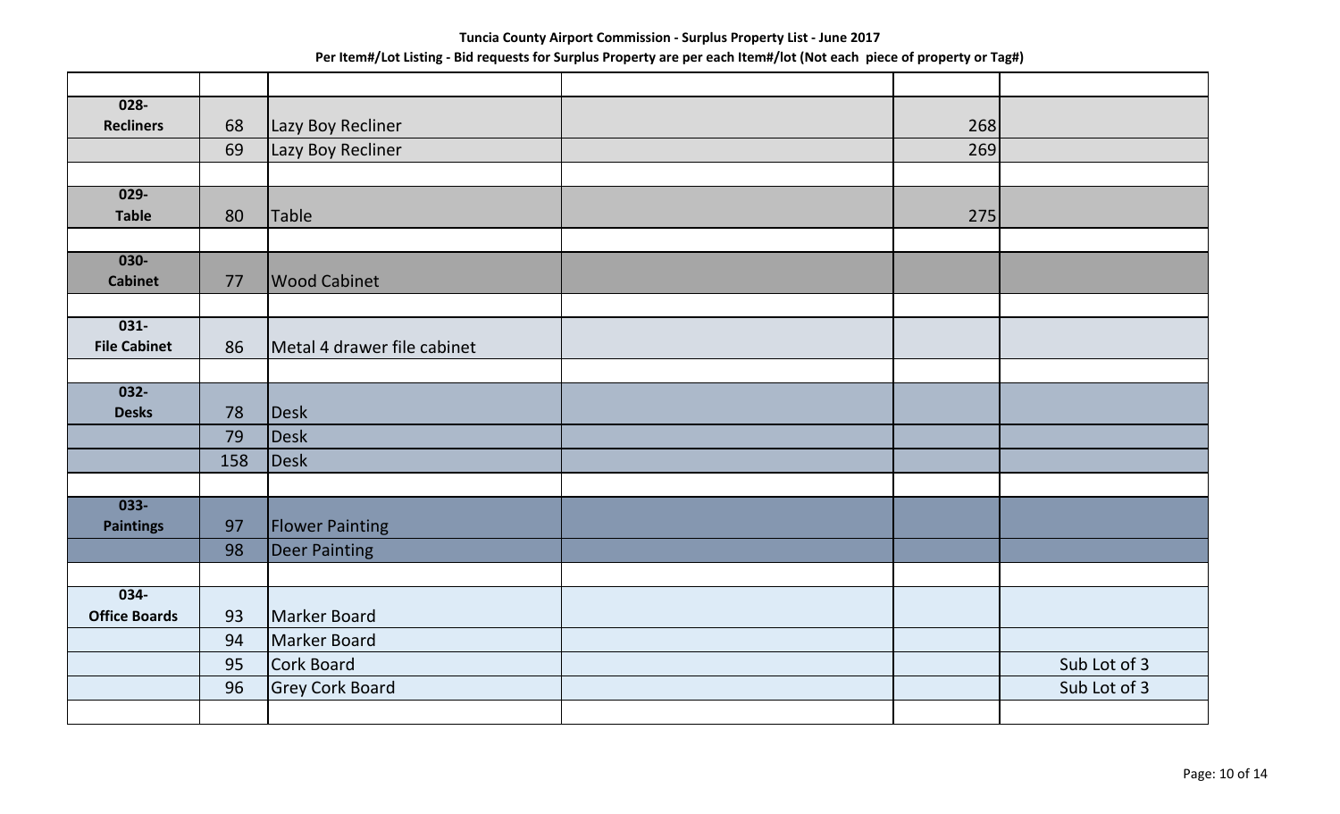**Tuncia County Airport Commission - Surplus Property List - June 2017**

**Per Item#/Lot Listing - Bid requests for Surplus Property are per each Item#/lot (Not each piece of property or Tag#)**

| | | | | | |
|---|---|---|---|---|---|
| **028- Recliners** | 68 | Lazy Boy Recliner | | 268 | |
| | 69 | Lazy Boy Recliner | | 269 | |
| | | | | | |
| **029- Table** | 80 | Table | | 275 | |
| | | | | | |
| **030- Cabinet** | 77 | Wood Cabinet | | | |
| | | | | | |
| **031- File Cabinet** | 86 | Metal 4 drawer file cabinet | | | |
| | | | | | |
| **032- Desks** | 78 | Desk | | | |
| | 79 | Desk | | | |
| | 158 | Desk | | | |
| | | | | | |
| **033- Paintings** | 97 | Flower Painting | | | |
| | 98 | Deer Painting | | | |
| | | | | | |
| **034- Office Boards** | 93 | Marker Board | | | |
| | 94 | Marker Board | | | |
| | 95 | Cork Board | | | Sub Lot of 3 |
| | 96 | Grey Cork Board | | | Sub Lot of 3 |
| | | | | | |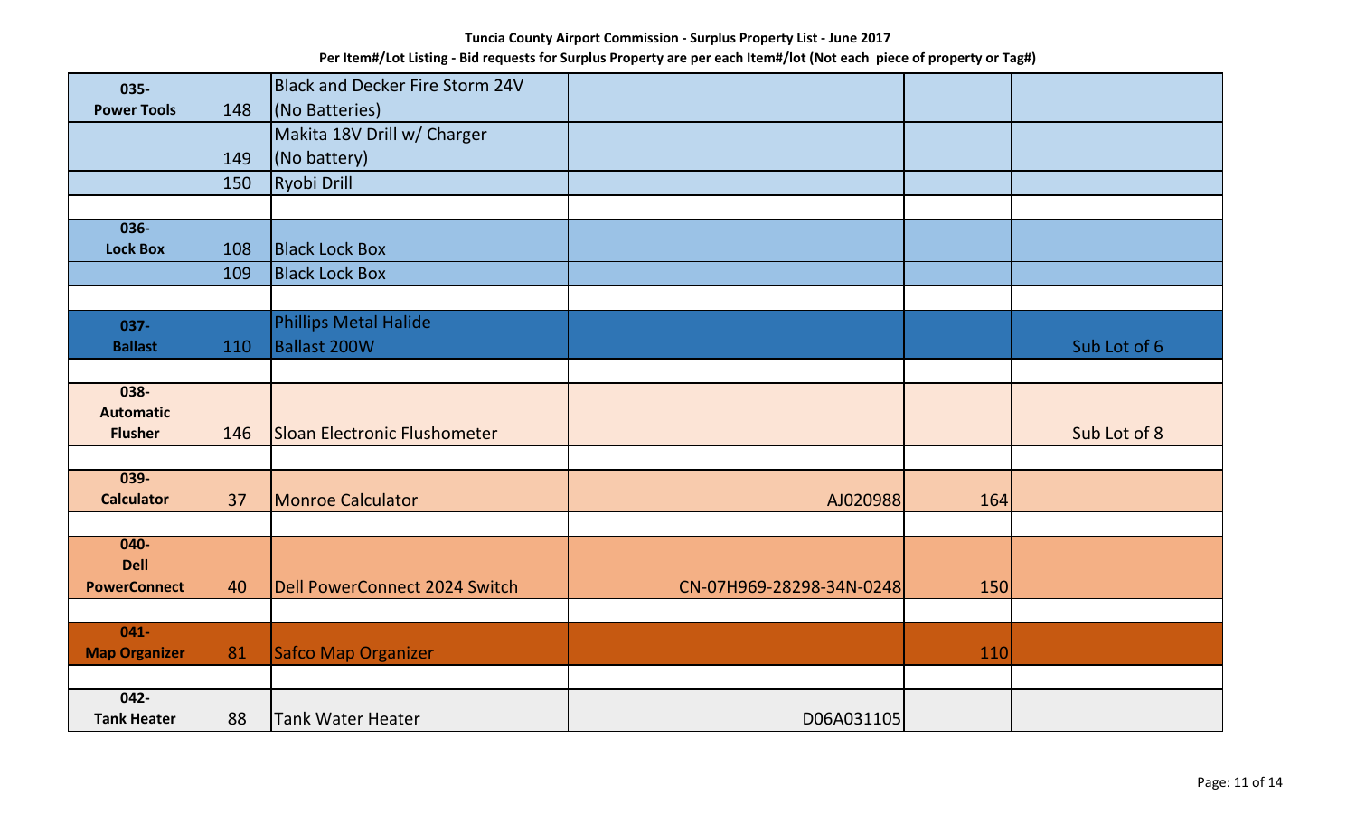**Tuncia County Airport Commission - Surplus Property List - June 2017**

**Per Item#/Lot Listing - Bid requests for Surplus Property are per each Item#/lot (Not each piece of property or Tag#)**

| | | | | | |
|---|---|---|---|---|---|
| **035- Power Tools** | 148 | Black and Decker Fire Storm 24V (No Batteries) | | | |
| | 149 | Makita 18V Drill w/ Charger (No battery) | | | |
| | 150 | Ryobi Drill | | | |
| | | | | | |
| **036- Lock Box** | 108 | Black Lock Box | | | |
| | 109 | Black Lock Box | | | |
| | | | | | |
| **037- Ballast** | 110 | Phillips Metal Halide Ballast 200W | | | Sub Lot of 6 |
| | | | | | |
| **038- Automatic Flusher** | 146 | Sloan Electronic Flushometer | | | Sub Lot of 8 |
| | | | | | |
| **039- Calculator** | 37 | Monroe Calculator | AJ020988 | 164 | |
| | | | | | |
| **040- Dell PowerConnect** | 40 | Dell PowerConnect 2024 Switch | CN-07H969-28298-34N-0248 | 150 | |
| | | | | | |
| **041- Map Organizer** | 81 | Safco Map Organizer | | 110 | |
| | | | | | |
| **042- Tank Heater** | 88 | Tank Water Heater | D06A031105 | | |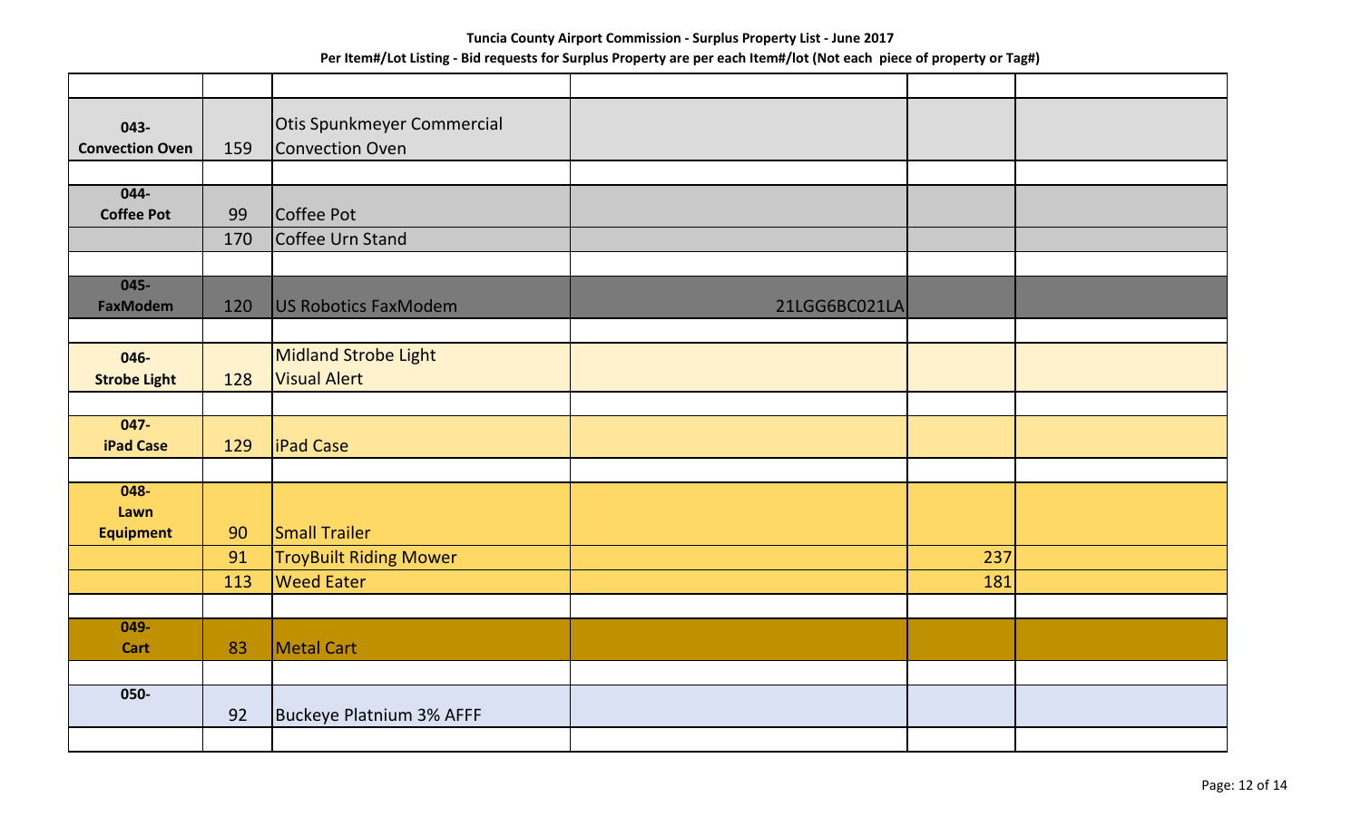**Tuncia County Airport Commission - Surplus Property List - June 2017**

**Per Item#/Lot Listing - Bid requests for Surplus Property are per each Item#/lot (Not each piece of property or Tag#)**

| | | | | | |
|---|---|---|---|---|---|
| **043- Convection Oven** | 159 | Otis Spunkmeyer Commercial Convection Oven | | | |
| | | | | | |
| **044- Coffee Pot** | 99 | Coffee Pot | | | |
| | 170 | Coffee Urn Stand | | | |
| | | | | | |
| **045- FaxModem** | 120 | US Robotics FaxModem | 21LGG6BC021LA | | |
| | | | | | |
| **046- Strobe Light** | 128 | Midland Strobe Light Visual Alert | | | |
| | | | | | |
| **047- iPad Case** | 129 | iPad Case | | | |
| | | | | | |
| **048- Lawn Equipment** | 90 | Small Trailer | | | |
| | 91 | TroyBuilt Riding Mower | | 237 | |
| | 113 | Weed Eater | | 181 | |
| | | | | | |
| **049- Cart** | 83 | Metal Cart | | | |
| | | | | | |
| **050-** | 92 | Buckeye Platnium 3% AFFF | | | |
| | | | | | |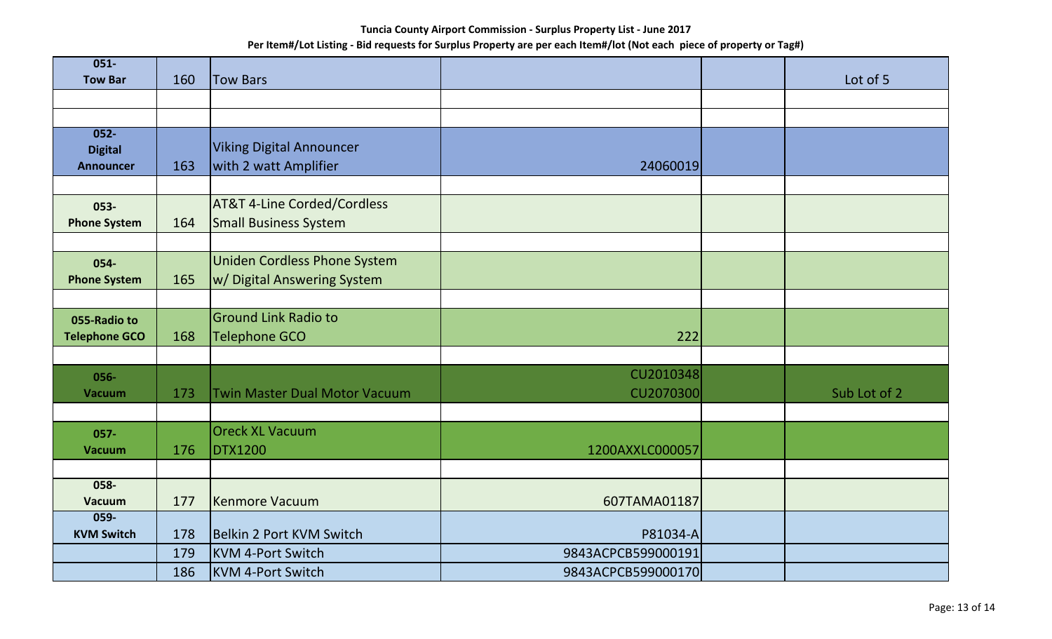**Tuncia County Airport Commission - Surplus Property List - June 2017**

**Per Item#/Lot Listing - Bid requests for Surplus Property are per each Item#/lot (Not each piece of property or Tag#)**

| | | | | | |
|---|---|---|---|---|---|
| **051- Tow Bar** | 160 | Tow Bars | | | Lot of 5 |
| | | | | | |
| | | | | | |
| **052- Digital Announcer** | 163 | Viking Digital Announcer with 2 watt Amplifier | 24060019 | | |
| | | | | | |
| **053- Phone System** | 164 | AT&T 4-Line Corded/Cordless Small Business System | | | |
| | | | | | |
| **054- Phone System** | 165 | Uniden Cordless Phone System w/ Digital Answering System | | | |
| | | | | | |
| **055-Radio to Telephone GCO** | 168 | Ground Link Radio to Telephone GCO | 222 | | |
| | | | | | |
| **056- Vacuum** | 173 | Twin Master Dual Motor Vacuum | CU2010348 CU2070300 | | Sub Lot of 2 |
| | | | | | |
| **057- Vacuum** | 176 | Oreck XL Vacuum DTX1200 | 1200AXXLC000057 | | |
| | | | | | |
| **058- Vacuum** | 177 | Kenmore Vacuum | 607TAMA01187 | | |
| **059- KVM Switch** | 178 | Belkin 2 Port KVM Switch | P81034-A | | |
| | 179 | KVM 4-Port Switch | 9843ACPCB599000191 | | |
| | 186 | KVM 4-Port Switch | 9843ACPCB599000170 | | |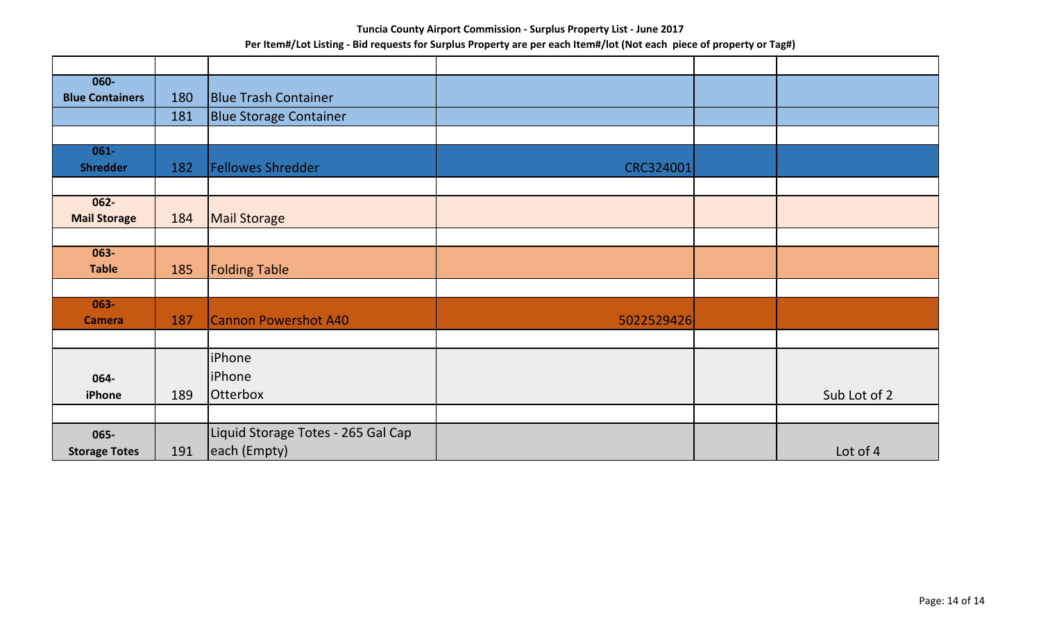**Tuncia County Airport Commission - Surplus Property List - June 2017**

**Per Item#/Lot Listing - Bid requests for Surplus Property are per each Item#/lot (Not each piece of property or Tag#)**

| | | | | | |
|---|---|---|---|---|---|
| | | | | | |
| **060- Blue Containers** | 180 | Blue Trash Container | | | |
| | 181 | Blue Storage Container | | | |
| | | | | | |
| **061- Shredder** | 182 | Fellowes Shredder | CRC324001 | | |
| | | | | | |
| **062- Mail Storage** | 184 | Mail Storage | | | |
| | | | | | |
| **063- Table** | 185 | Folding Table | | | |
| | | | | | |
| **063- Camera** | 187 | Cannon Powershot A40 | 5022529426 | | |
| | | | | | |
| **064- iPhone** | 189 | iPhone<br>iPhone<br>Otterbox | | | Sub Lot of 2 |
| | | | | | |
| **065- Storage Totes** | 191 | Liquid Storage Totes - 265 Gal Cap each (Empty) | | | Lot of 4 |